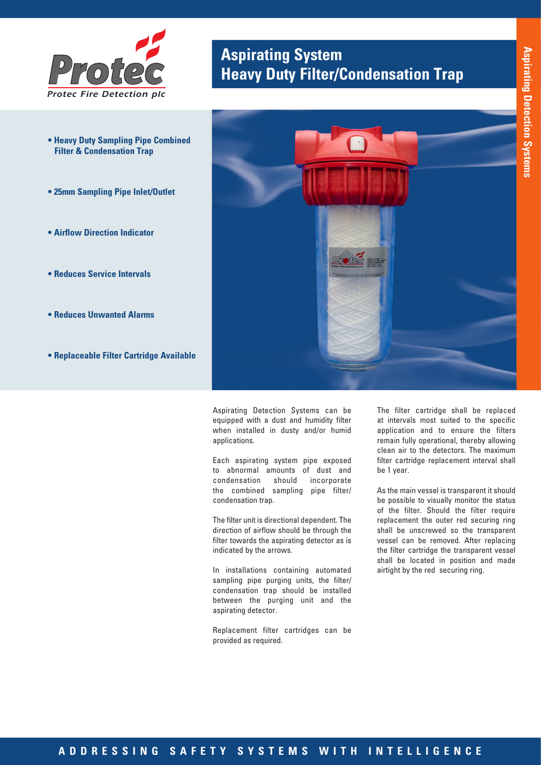Protec

Protec Fire Detection plc

# Aspirating System Heavy Duty Filter/Condensation Trap

- **Heavy Duty Sampling Pipe Combined Filter & Condensation Trap**
- **25mm Sampling Pipe Inlet/Outlet**
- **Airflow Direction Indicator**
- **Reduces Service Intervals**
- **Reduces Unwanted Alarms**
- **Replaceable Filter Cartridge Available**

Aspirating Detection Systems can be equipped with a dust and humidity filter when installed in dusty and/or humid applications.

Each aspirating system pipe exposed to abnormal amounts of dust and condensation should incorporate the combined sampling pipe filter/ condensation trap.

The filter unit is directional dependent. The direction of airflow should be through the filter towards the aspirating detector as is indicated by the arrows.

In installations containing automated sampling pipe purging units, the filter/ condensation trap should be installed between the purging unit and the aspirating detector.

Replacement filter cartridges can be provided as required.

The filter cartridge shall be replaced at intervals most suited to the specific application and to ensure the filters remain fully operational, thereby allowing clean air to the detectors. The maximum filter cartridge replacement interval shall be 1 year.

As the main vessel is transparent it should be possible to visually monitor the status of the filter. Should the filter require replacement the outer red securing ring shall be unscrewed so the transparent vessel can be removed. After replacing the filter cartridge the transparent vessel shall be located in position and made airtight by the red securing ring.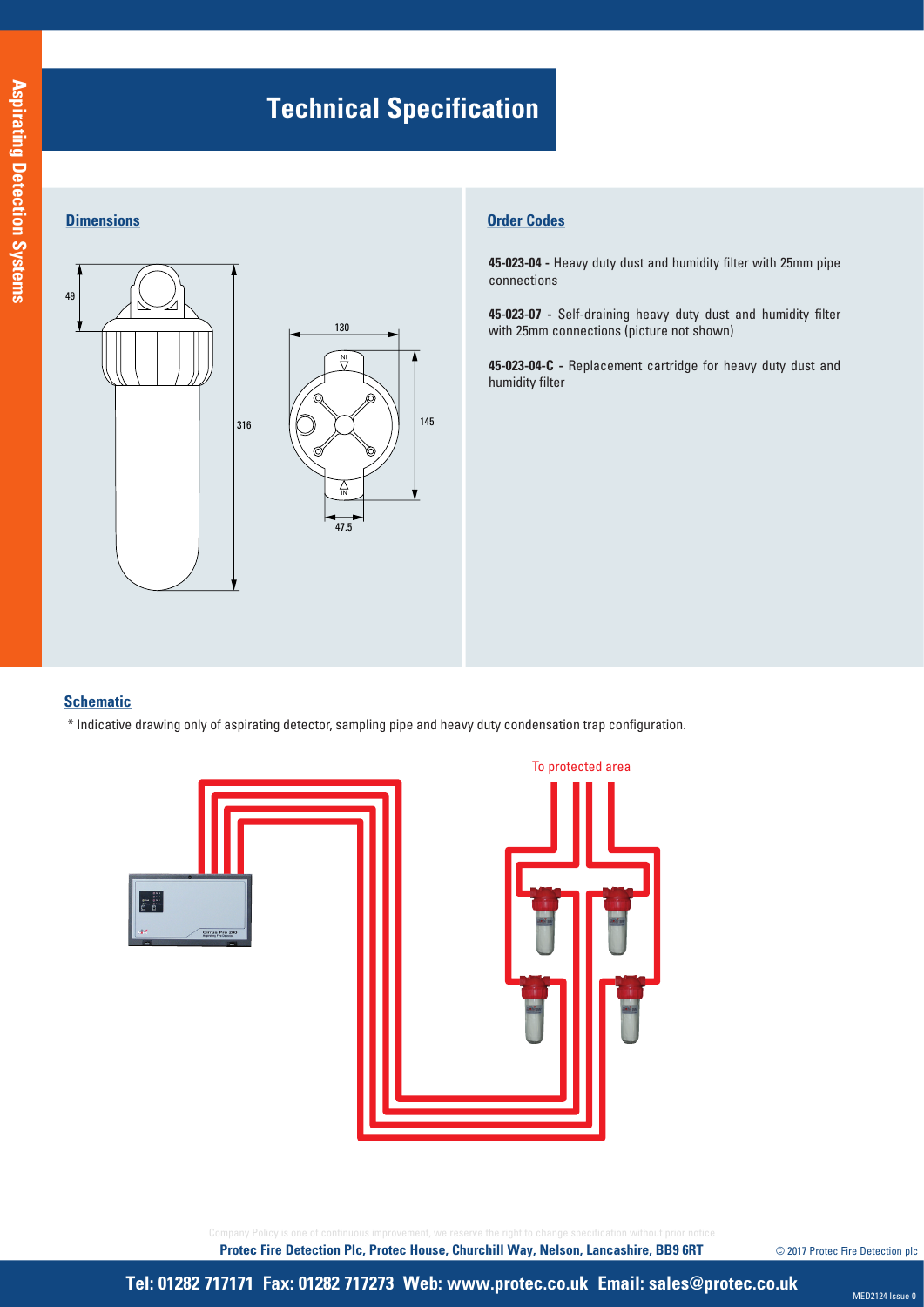# Technical Specification

## Dimensions

49

316

130

145

47.5

NI

IN

## Order Codes

**45-023-04 -** Heavy duty dust and humidity filter with 25mm pipe connections

**45-023-07 -** Self-draining heavy duty dust and humidity filter with 25mm connections (picture not shown)

**45-023-04-C -** Replacement cartridge for heavy duty dust and humidity filter

## Schematic

* Indicative drawing only of aspirating detector, sampling pipe and heavy duty condensation trap configuration.

To protected area

Company Policy is one of continuous improvement, we reserve the right to change specification without prior notice

**Protec Fire Detection Plc, Protec House, Churchill Way, Nelson, Lancashire, BB9 6RT**

© 2017 Protec Fire Detection plc

**Tel: 01282 717171 Fax: 01282 717273 Web: www.protec.co.uk Email: sales@protec.co.uk**

MED2124 Issue 0